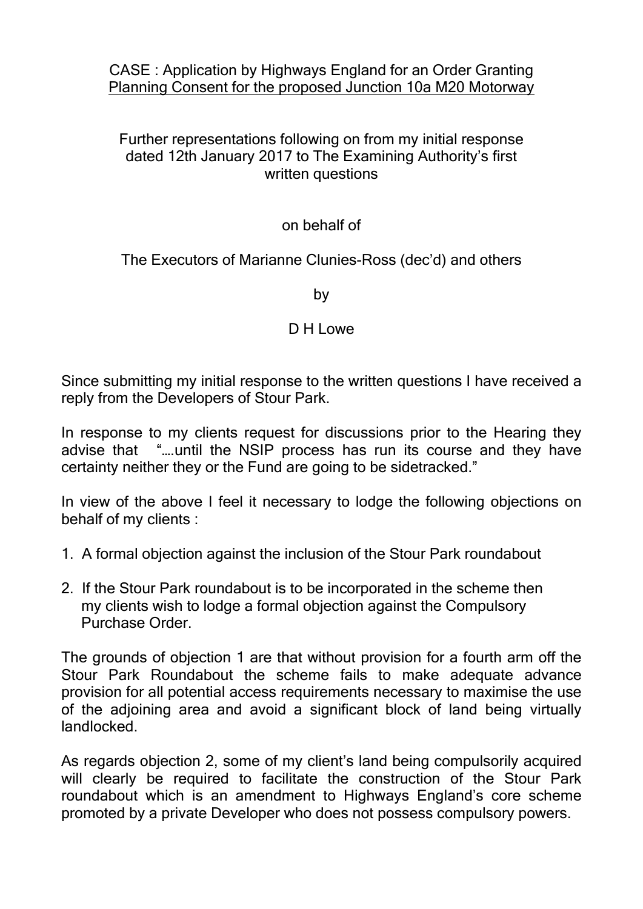CASE : Application by Highways England for an Order Granting <u>Planning Consent for the proposed Junction 10a M20 Motorway</u>

Further representations following on from my initial response dated 12th January 2017 to The Examining Authority's first written questions

on behalf of

The Executors of Marianne Clunies-Ross (dec'd) and others

by

D H Lowe

Since submitting my initial response to the written questions I have received a reply from the Developers of Stour Park.

In response to my clients request for discussions prior to the Hearing they advise that "….until the NSIP process has run its course and they have certainty neither they or the Fund are going to be sidetracked."

In view of the above I feel it necessary to lodge the following objections on behalf of my clients :

1. A formal objection against the inclusion of the Stour Park roundabout
2. If the Stour Park roundabout is to be incorporated in the scheme then my clients wish to lodge a formal objection against the Compulsory Purchase Order.

The grounds of objection 1 are that without provision for a fourth arm off the Stour Park Roundabout the scheme fails to make adequate advance provision for all potential access requirements necessary to maximise the use of the adjoining area and avoid a significant block of land being virtually landlocked.

As regards objection 2, some of my client's land being compulsorily acquired will clearly be required to facilitate the construction of the Stour Park roundabout which is an amendment to Highways England's core scheme promoted by a private Developer who does not possess compulsory powers.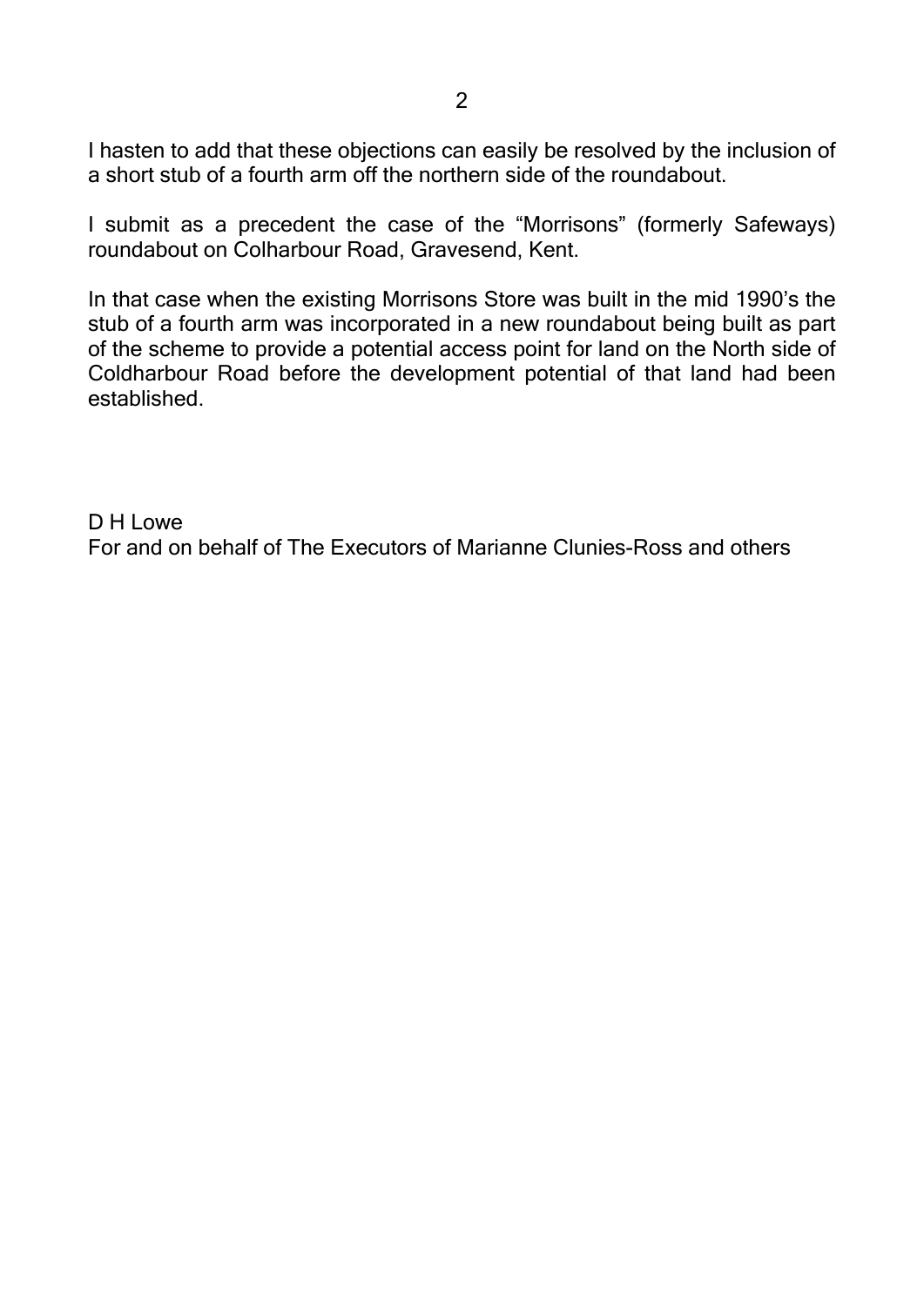I hasten to add that these objections can easily be resolved by the inclusion of a short stub of a fourth arm off the northern side of the roundabout.

I submit as a precedent the case of the “Morrisons” (formerly Safeways) roundabout on Colharbour Road, Gravesend, Kent.

In that case when the existing Morrisons Store was built in the mid 1990’s the stub of a fourth arm was incorporated in a new roundabout being built as part of the scheme to provide a potential access point for land on the North side of Coldharbour Road before the development potential of that land had been established.

D H Lowe
For and on behalf of The Executors of Marianne Clunies-Ross and others